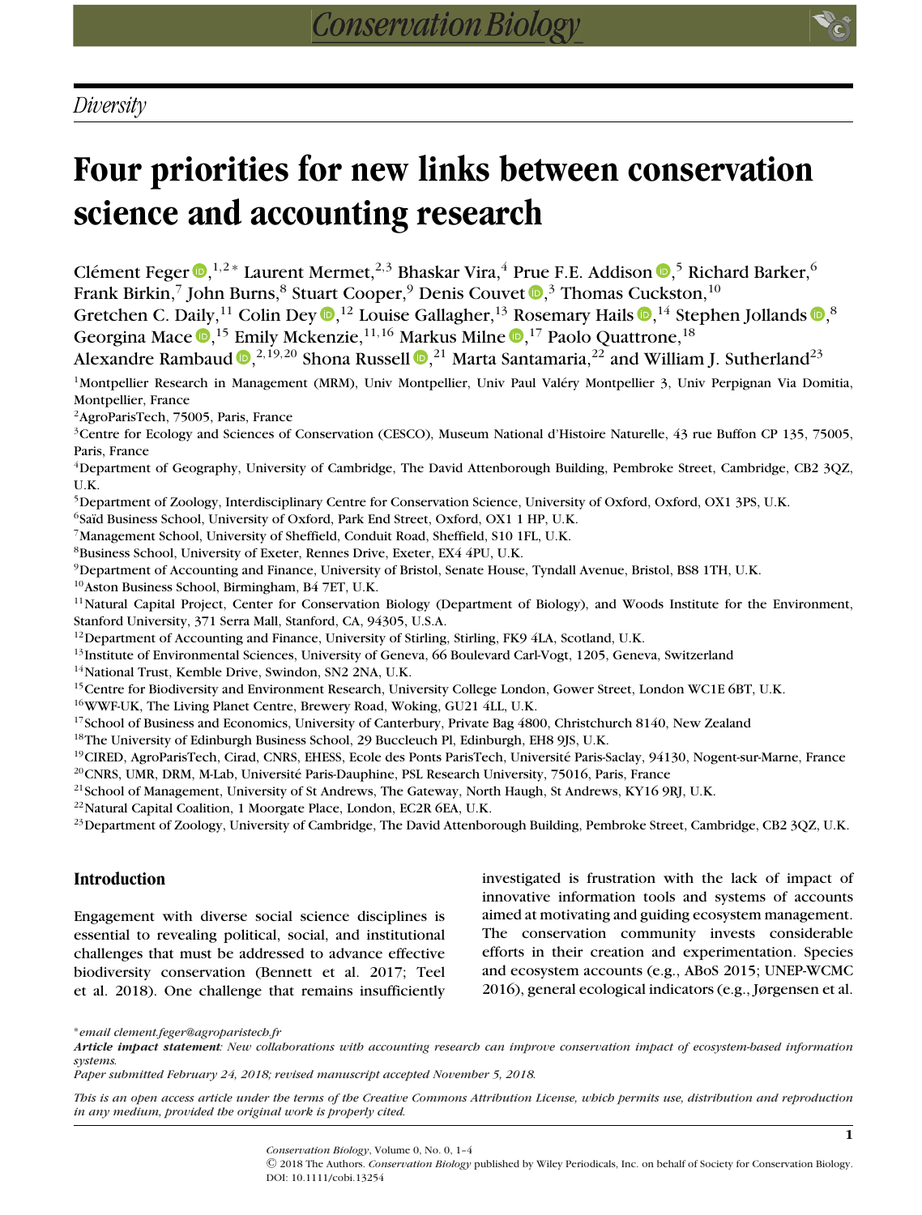*Diversity*

# Four priorities for new links between conservation science and accounting research

Clément Feger,[1,2*] Laurent Mermet,[2,3] Bhaskar Vira,[4] Prue F.E. Addison,[5] Richard Barker,[6] Frank Birkin,[7] John Burns,[8] Stuart Cooper,[9] Denis Couvet,[3] Thomas Cuckston,[10] Gretchen C. Daily,[11] Colin Dey,[12] Louise Gallagher,[13] Rosemary Hails,[14] Stephen Jollands,[8] Georgina Mace,[15] Emily Mckenzie,[11,16] Markus Milne,[17] Paolo Quattrone,[18] Alexandre Rambaud,[2,19,20] Shona Russell,[21] Marta Santamaria,[22] and William J. Sutherland[23]

[1]Montpellier Research in Management (MRM), Univ Montpellier, Univ Paul Valéry Montpellier 3, Univ Perpignan Via Domitia, Montpellier, France
[2]AgroParisTech, 75005, Paris, France
[3]Centre for Ecology and Sciences of Conservation (CESCO), Museum National d'Histoire Naturelle, 43 rue Buffon CP 135, 75005, Paris, France
[4]Department of Geography, University of Cambridge, The David Attenborough Building, Pembroke Street, Cambridge, CB2 3QZ, U.K.
[5]Department of Zoology, Interdisciplinary Centre for Conservation Science, University of Oxford, Oxford, OX1 3PS, U.K.
[6]Saïd Business School, University of Oxford, Park End Street, Oxford, OX1 1 HP, U.K.
[7]Management School, University of Sheffield, Conduit Road, Sheffield, S10 1FL, U.K.
[8]Business School, University of Exeter, Rennes Drive, Exeter, EX4 4PU, U.K.
[9]Department of Accounting and Finance, University of Bristol, Senate House, Tyndall Avenue, Bristol, BS8 1TH, U.K.
[10]Aston Business School, Birmingham, B4 7ET, U.K.
[11]Natural Capital Project, Center for Conservation Biology (Department of Biology), and Woods Institute for the Environment, Stanford University, 371 Serra Mall, Stanford, CA, 94305, U.S.A.
[12]Department of Accounting and Finance, University of Stirling, Stirling, FK9 4LA, Scotland, U.K.
[13]Institute of Environmental Sciences, University of Geneva, 66 Boulevard Carl-Vogt, 1205, Geneva, Switzerland
[14]National Trust, Kemble Drive, Swindon, SN2 2NA, U.K.
[15]Centre for Biodiversity and Environment Research, University College London, Gower Street, London WC1E 6BT, U.K.
[16]WWF-UK, The Living Planet Centre, Brewery Road, Woking, GU21 4LL, U.K.
[17]School of Business and Economics, University of Canterbury, Private Bag 4800, Christchurch 8140, New Zealand
[18]The University of Edinburgh Business School, 29 Buccleuch Pl, Edinburgh, EH8 9JS, U.K.
[19]CIRED, AgroParisTech, Cirad, CNRS, EHESS, Ecole des Ponts ParisTech, Université Paris-Saclay, 94130, Nogent-sur-Marne, France
[20]CNRS, UMR, DRM, M-Lab, Université Paris-Dauphine, PSL Research University, 75016, Paris, France
[21]School of Management, University of St Andrews, The Gateway, North Haugh, St Andrews, KY16 9RJ, U.K.
[22]Natural Capital Coalition, 1 Moorgate Place, London, EC2R 6EA, U.K.
[23]Department of Zoology, University of Cambridge, The David Attenborough Building, Pembroke Street, Cambridge, CB2 3QZ, U.K.

## Introduction

Engagement with diverse social science disciplines is essential to revealing political, social, and institutional challenges that must be addressed to advance effective biodiversity conservation (Bennett et al. 2017; Teel et al. 2018). One challenge that remains insufficiently investigated is frustration with the lack of impact of innovative information tools and systems of accounts aimed at motivating and guiding ecosystem management. The conservation community invests considerable efforts in their creation and experimentation. Species and ecosystem accounts (e.g., ABoS 2015; UNEP-WCMC 2016), general ecological indicators (e.g., Jørgensen et al.

*email clement.feger@agroparistech.fr

***Article impact statement***: *New collaborations with accounting research can improve conservation impact of ecosystem-based information systems.*

*Paper submitted February 24, 2018; revised manuscript accepted November 5, 2018.*

*This is an open access article under the terms of the Creative Commons Attribution License, which permits use, distribution and reproduction in any medium, provided the original work is properly cited.*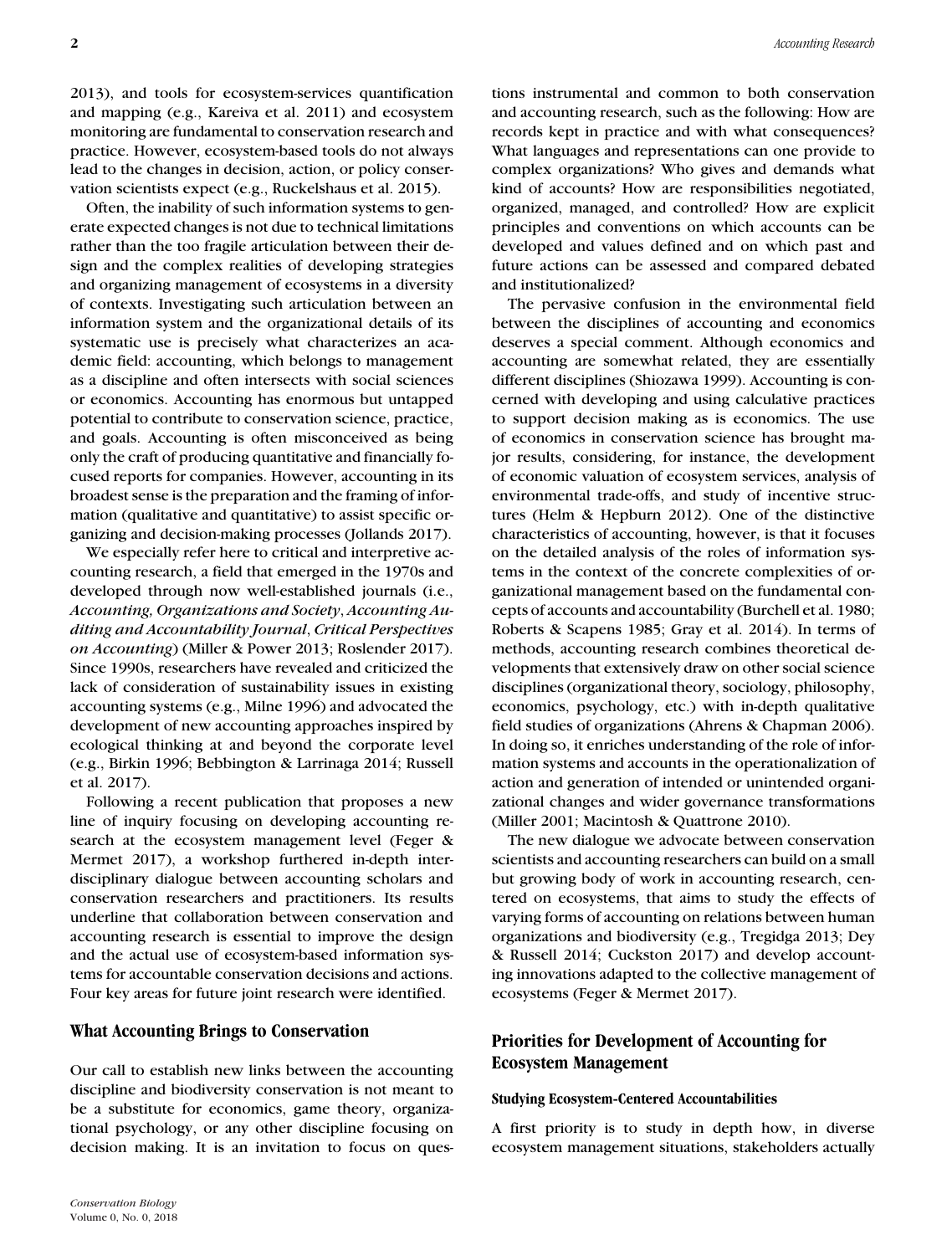2013), and tools for ecosystem-services quantification and mapping (e.g., Kareiva et al. 2011) and ecosystem monitoring are fundamental to conservation research and practice. However, ecosystem-based tools do not always lead to the changes in decision, action, or policy conservation scientists expect (e.g., Ruckelshaus et al. 2015).

Often, the inability of such information systems to generate expected changes is not due to technical limitations rather than the too fragile articulation between their design and the complex realities of developing strategies and organizing management of ecosystems in a diversity of contexts. Investigating such articulation between an information system and the organizational details of its systematic use is precisely what characterizes an academic field: accounting, which belongs to management as a discipline and often intersects with social sciences or economics. Accounting has enormous but untapped potential to contribute to conservation science, practice, and goals. Accounting is often misconceived as being only the craft of producing quantitative and financially focused reports for companies. However, accounting in its broadest sense is the preparation and the framing of information (qualitative and quantitative) to assist specific organizing and decision-making processes (Jollands 2017).

We especially refer here to critical and interpretive accounting research, a field that emerged in the 1970s and developed through now well-established journals (i.e., *Accounting, Organizations and Society*, *Accounting Auditing and Accountability Journal*, *Critical Perspectives on Accounting*) (Miller & Power 2013; Roslender 2017). Since 1990s, researchers have revealed and criticized the lack of consideration of sustainability issues in existing accounting systems (e.g., Milne 1996) and advocated the development of new accounting approaches inspired by ecological thinking at and beyond the corporate level (e.g., Birkin 1996; Bebbington & Larrinaga 2014; Russell et al. 2017).

Following a recent publication that proposes a new line of inquiry focusing on developing accounting research at the ecosystem management level (Feger & Mermet 2017), a workshop furthered in-depth interdisciplinary dialogue between accounting scholars and conservation researchers and practitioners. Its results underline that collaboration between conservation and accounting research is essential to improve the design and the actual use of ecosystem-based information systems for accountable conservation decisions and actions. Four key areas for future joint research were identified.

## What Accounting Brings to Conservation

Our call to establish new links between the accounting discipline and biodiversity conservation is not meant to be a substitute for economics, game theory, organizational psychology, or any other discipline focusing on decision making. It is an invitation to focus on questions instrumental and common to both conservation and accounting research, such as the following: How are records kept in practice and with what consequences? What languages and representations can one provide to complex organizations? Who gives and demands what kind of accounts? How are responsibilities negotiated, organized, managed, and controlled? How are explicit principles and conventions on which accounts can be developed and values defined and on which past and future actions can be assessed and compared debated and institutionalized?

The pervasive confusion in the environmental field between the disciplines of accounting and economics deserves a special comment. Although economics and accounting are somewhat related, they are essentially different disciplines (Shiozawa 1999). Accounting is concerned with developing and using calculative practices to support decision making as is economics. The use of economics in conservation science has brought major results, considering, for instance, the development of economic valuation of ecosystem services, analysis of environmental trade-offs, and study of incentive structures (Helm & Hepburn 2012). One of the distinctive characteristics of accounting, however, is that it focuses on the detailed analysis of the roles of information systems in the context of the concrete complexities of organizational management based on the fundamental concepts of accounts and accountability (Burchell et al. 1980; Roberts & Scapens 1985; Gray et al. 2014). In terms of methods, accounting research combines theoretical developments that extensively draw on other social science disciplines (organizational theory, sociology, philosophy, economics, psychology, etc.) with in-depth qualitative field studies of organizations (Ahrens & Chapman 2006). In doing so, it enriches understanding of the role of information systems and accounts in the operationalization of action and generation of intended or unintended organizational changes and wider governance transformations (Miller 2001; Macintosh & Quattrone 2010).

The new dialogue we advocate between conservation scientists and accounting researchers can build on a small but growing body of work in accounting research, centered on ecosystems, that aims to study the effects of varying forms of accounting on relations between human organizations and biodiversity (e.g., Tregidga 2013; Dey & Russell 2014; Cuckston 2017) and develop accounting innovations adapted to the collective management of ecosystems (Feger & Mermet 2017).

## Priorities for Development of Accounting for Ecosystem Management

### Studying Ecosystem-Centered Accountabilities

A first priority is to study in depth how, in diverse ecosystem management situations, stakeholders actually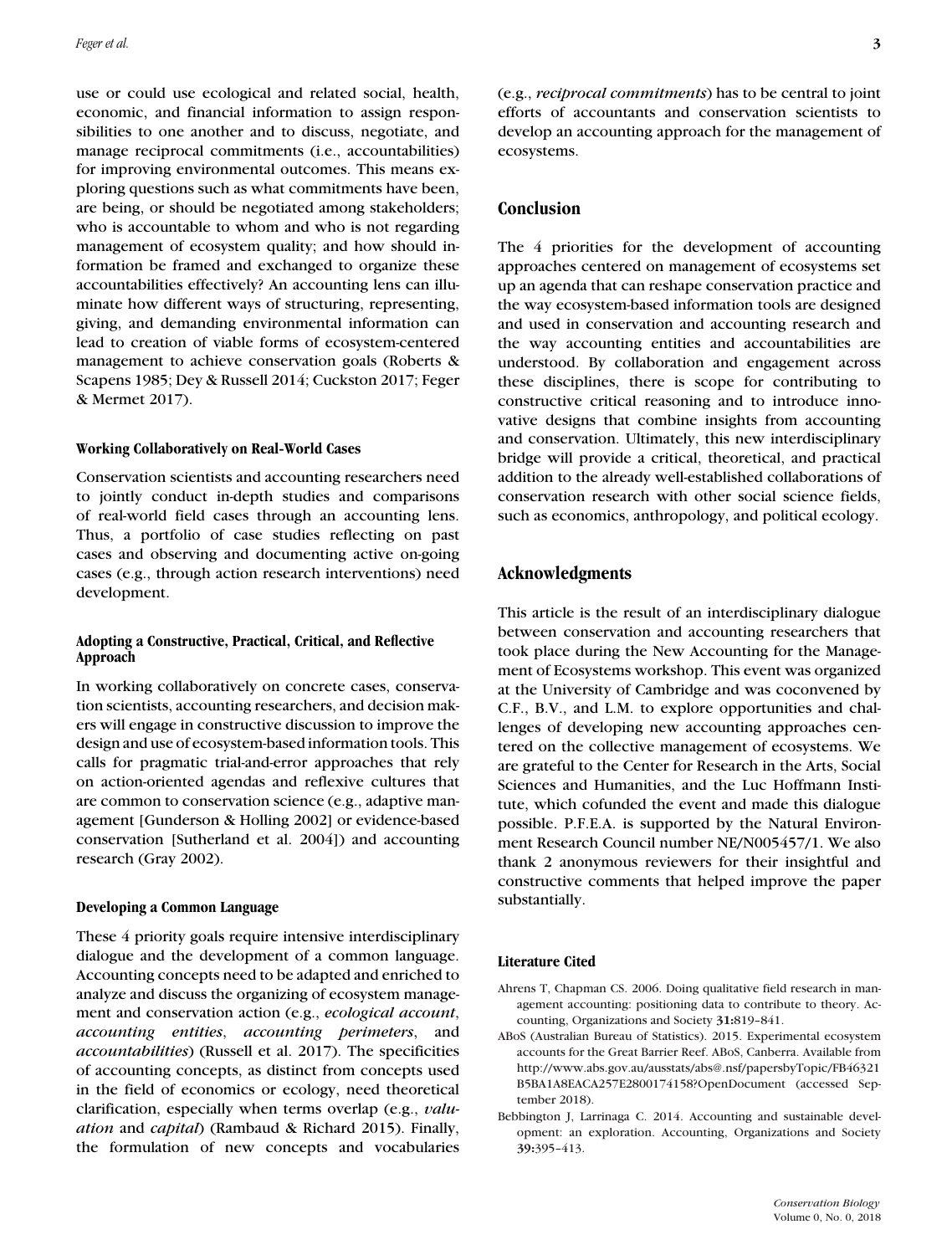use or could use ecological and related social, health, economic, and financial information to assign responsibilities to one another and to discuss, negotiate, and manage reciprocal commitments (i.e., accountabilities) for improving environmental outcomes. This means exploring questions such as what commitments have been, are being, or should be negotiated among stakeholders; who is accountable to whom and who is not regarding management of ecosystem quality; and how should information be framed and exchanged to organize these accountabilities effectively? An accounting lens can illuminate how different ways of structuring, representing, giving, and demanding environmental information can lead to creation of viable forms of ecosystem-centered management to achieve conservation goals (Roberts & Scapens 1985; Dey & Russell 2014; Cuckston 2017; Feger & Mermet 2017).

#### Working Collaboratively on Real-World Cases

Conservation scientists and accounting researchers need to jointly conduct in-depth studies and comparisons of real-world field cases through an accounting lens. Thus, a portfolio of case studies reflecting on past cases and observing and documenting active on-going cases (e.g., through action research interventions) need development.

#### Adopting a Constructive, Practical, Critical, and Reflective Approach

In working collaboratively on concrete cases, conservation scientists, accounting researchers, and decision makers will engage in constructive discussion to improve the design and use of ecosystem-based information tools. This calls for pragmatic trial-and-error approaches that rely on action-oriented agendas and reflexive cultures that are common to conservation science (e.g., adaptive management [Gunderson & Holling 2002] or evidence-based conservation [Sutherland et al. 2004]) and accounting research (Gray 2002).

#### Developing a Common Language

These 4 priority goals require intensive interdisciplinary dialogue and the development of a common language. Accounting concepts need to be adapted and enriched to analyze and discuss the organizing of ecosystem management and conservation action (e.g., *ecological account*, *accounting entities*, *accounting perimeters*, and *accountabilities*) (Russell et al. 2017). The specificities of accounting concepts, as distinct from concepts used in the field of economics or ecology, need theoretical clarification, especially when terms overlap (e.g., *valuation* and *capital*) (Rambaud & Richard 2015). Finally, the formulation of new concepts and vocabularies (e.g., *reciprocal commitments*) has to be central to joint efforts of accountants and conservation scientists to develop an accounting approach for the management of ecosystems.

## Conclusion

The 4 priorities for the development of accounting approaches centered on management of ecosystems set up an agenda that can reshape conservation practice and the way ecosystem-based information tools are designed and used in conservation and accounting research and the way accounting entities and accountabilities are understood. By collaboration and engagement across these disciplines, there is scope for contributing to constructive critical reasoning and to introduce innovative designs that combine insights from accounting and conservation. Ultimately, this new interdisciplinary bridge will provide a critical, theoretical, and practical addition to the already well-established collaborations of conservation research with other social science fields, such as economics, anthropology, and political ecology.

## Acknowledgments

This article is the result of an interdisciplinary dialogue between conservation and accounting researchers that took place during the New Accounting for the Management of Ecosystems workshop. This event was organized at the University of Cambridge and was coconvened by C.F., B.V., and L.M. to explore opportunities and challenges of developing new accounting approaches centered on the collective management of ecosystems. We are grateful to the Center for Research in the Arts, Social Sciences and Humanities, and the Luc Hoffmann Institute, which cofunded the event and made this dialogue possible. P.F.E.A. is supported by the Natural Environment Research Council number NE/N005457/1. We also thank 2 anonymous reviewers for their insightful and constructive comments that helped improve the paper substantially.

#### Literature Cited

Ahrens T, Chapman CS. 2006. Doing qualitative field research in management accounting: positioning data to contribute to theory. Accounting, Organizations and Society **31:**819–841.

ABoS (Australian Bureau of Statistics). 2015. Experimental ecosystem accounts for the Great Barrier Reef. ABoS, Canberra. Available from http://www.abs.gov.au/ausstats/abs@.nsf/papersbyTopic/FB46321B5BA1A8EACA257E2800174158?OpenDocument (accessed September 2018).

Bebbington J, Larrinaga C. 2014. Accounting and sustainable development: an exploration. Accounting, Organizations and Society **39:**395–413.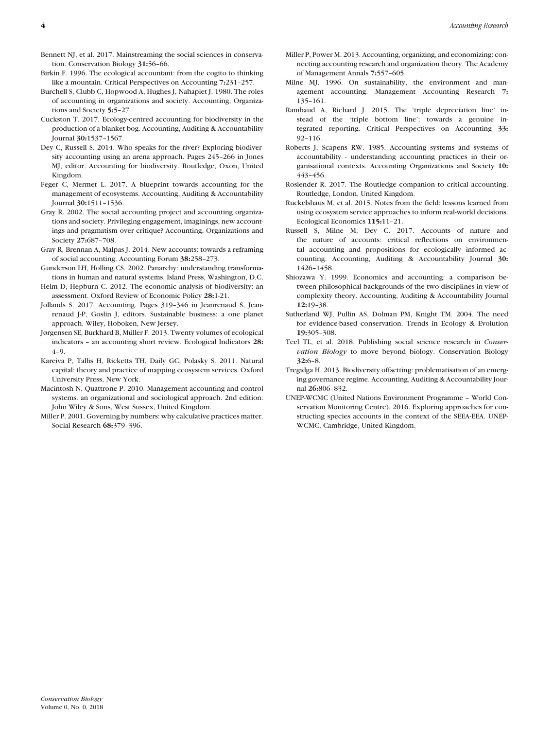Bennett NJ, et al. 2017. Mainstreaming the social sciences in conservation. Conservation Biology **31:**56–66.

Birkin F. 1996. The ecological accountant: from the cogito to thinking like a mountain. Critical Perspectives on Accounting **7:**231–257.

Burchell S, Clubb C, Hopwood A, Hughes J, Nahapiet J. 1980. The roles of accounting in organizations and society. Accounting, Organizations and Society **5:**5–27.

Cuckston T. 2017. Ecology-centred accounting for biodiversity in the production of a blanket bog. Accounting, Auditing & Accountability Journal **30:**1537–1567.

Dey C, Russell S. 2014. Who speaks for the river? Exploring biodiversity accounting using an arena approach. Pages 245–266 in Jones MJ, editor. Accounting for biodiversity. Routledge, Oxon, United Kingdom.

Feger C, Mermet L. 2017. A blueprint towards accounting for the management of ecosystems. Accounting, Auditing & Accountability Journal **30:**1511–1536.

Gray R. 2002. The social accounting project and accounting organizations and society. Privileging engagement, imaginings, new accountings and pragmatism over critique? Accounting, Organizations and Society **27:**687–708.

Gray R, Brennan A, Malpas J. 2014. New accounts: towards a reframing of social accounting. Accounting Forum **38:**258–273.

Gunderson LH, Holling CS. 2002. Panarchy: understanding transformations in human and natural systems. Island Press, Washington, D.C.

Helm D, Hepburn C. 2012. The economic analysis of biodiversity: an assessment. Oxford Review of Economic Policy **28:**1-21.

Jollands S. 2017. Accounting. Pages 319–346 in Jeanrenaud S, Jeanrenaud J-P, Goslin J, editors. Sustainable business: a one planet approach. Wiley, Hoboken, New Jersey.

Jørgensen SE, Burkhard B, Müller F. 2013. Twenty volumes of ecological indicators – an accounting short review. Ecological Indicators **28:** 4–9.

Kareiva P, Tallis H, Ricketts TH, Daily GC, Polasky S. 2011. Natural capital: theory and practice of mapping ecosystem services. Oxford University Press, New York.

Macintosh N, Quattrone P. 2010. Management accounting and control systems. an organizational and sociological approach. 2nd edition. John Wiley & Sons, West Sussex, United Kingdom.

Miller P. 2001. Governing by numbers: why calculative practices matter. Social Research **68:**379–396.

Miller P, Power M. 2013. Accounting, organizing, and economizing: connecting accounting research and organization theory. The Academy of Management Annals **7:**557–605.

Milne MJ. 1996. On sustainability, the environment and management accounting. Management Accounting Research **7:** 135–161.

Rambaud A, Richard J. 2015. The 'triple depreciation line' instead of the 'triple bottom line': towards a genuine integrated reporting. Critical Perspectives on Accounting **33:** 92–116.

Roberts J, Scapens RW. 1985. Accounting systems and systems of accountability - understanding accounting practices in their organisational contexts. Accounting Organizations and Society **10:** 443–456.

Roslender R. 2017. The Routledge companion to critical accounting. Routledge, London, United Kingdom.

Ruckelshaus M, et al. 2015. Notes from the field: lessons learned from using ecosystem service approaches to inform real-world decisions. Ecological Economics **115:**11–21.

Russell S, Milne M, Dey C. 2017. Accounts of nature and the nature of accounts: critical reflections on environmental accounting and propositions for ecologically informed accounting. Accounting, Auditing & Accountability Journal **30:** 1426–1458.

Shiozawa Y. 1999. Economics and accounting: a comparison between philosophical backgrounds of the two disciplines in view of complexity theory. Accounting, Auditing & Accountability Journal **12:**19–38.

Sutherland WJ, Pullin AS, Dolman PM, Knight TM. 2004. The need for evidence-based conservation. Trends in Ecology & Evolution **19:**305–308.

Teel TL, et al. 2018. Publishing social science research in *Conservation Biology* to move beyond biology. Conservation Biology **32:**6–8.

Tregidga H. 2013. Biodiversity offsetting: problematisation of an emerging governance regime. Accounting, Auditing & Accountability Journal **26:**806–832.

UNEP-WCMC (United Nations Environment Programme – World Conservation Monitoring Centre). 2016. Exploring approaches for constructing species accounts in the context of the SEEA-EEA. UNEP-WCMC, Cambridge, United Kingdom.